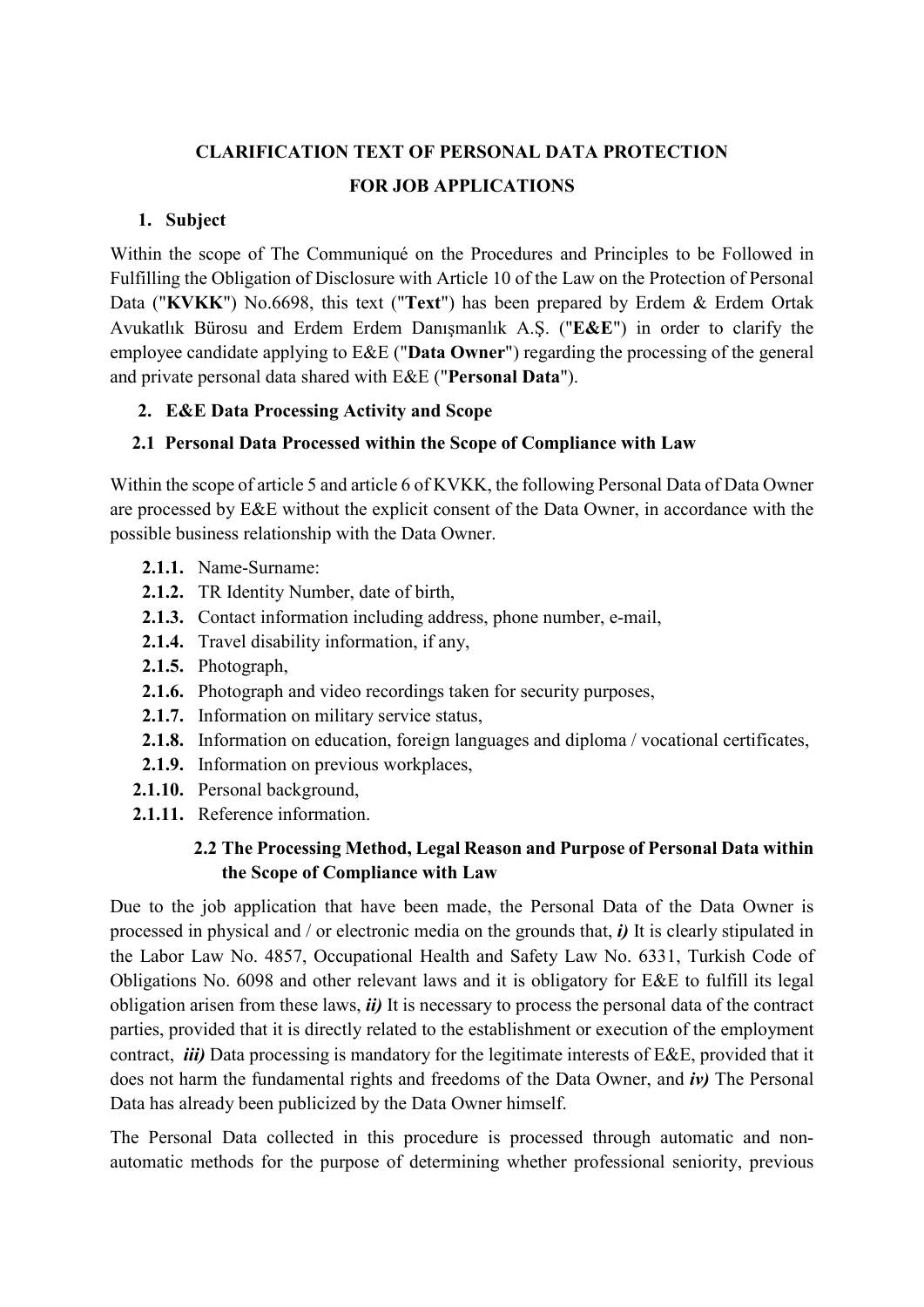# CLARIFICATION TEXT OF PERSONAL DATA PROTECTION FOR JOB APPLICATIONS

## 1. Subject

Within the scope of The Communiqué on the Procedures and Principles to be Followed in Fulfilling the Obligation of Disclosure with Article 10 of the Law on the Protection of Personal Data ("**KVKK**") No.6698, this text ("**Text**") has been prepared by Erdem & Erdem Ortak Avukatlık Bürosu and Erdem Erdem Danışmanlık A.Ş. ("**E&E**") in order to clarify the employee candidate applying to E&E ("**Data Owner**") regarding the processing of the general and private personal data shared with E&E ("**Personal Data**").

## 2. E&E Data Processing Activity and Scope

### 2.1 Personal Data Processed within the Scope of Compliance with Law

Within the scope of article 5 and article 6 of KVKK, the following Personal Data of Data Owner are processed by E&E without the explicit consent of the Data Owner, in accordance with the possible business relationship with the Data Owner.

- **2.1.1.** Name-Surname:
- **2.1.2.** TR Identity Number, date of birth,
- **2.1.3.** Contact information including address, phone number, e-mail,
- **2.1.4.** Travel disability information, if any,
- **2.1.5.** Photograph,
- **2.1.6.** Photograph and video recordings taken for security purposes,
- **2.1.7.** Information on military service status,
- **2.1.8.** Information on education, foreign languages and diploma / vocational certificates,
- **2.1.9.** Information on previous workplaces,
- **2.1.10.** Personal background,
- **2.1.11.** Reference information.

### 2.2 The Processing Method, Legal Reason and Purpose of Personal Data within the Scope of Compliance with Law

Due to the job application that have been made, the Personal Data of the Data Owner is processed in physical and / or electronic media on the grounds that, ***i)*** It is clearly stipulated in the Labor Law No. 4857, Occupational Health and Safety Law No. 6331, Turkish Code of Obligations No. 6098 and other relevant laws and it is obligatory for E&E to fulfill its legal obligation arisen from these laws, ***ii)*** It is necessary to process the personal data of the contract parties, provided that it is directly related to the establishment or execution of the employment contract, ***iii)*** Data processing is mandatory for the legitimate interests of E&E, provided that it does not harm the fundamental rights and freedoms of the Data Owner, and ***iv)*** The Personal Data has already been publicized by the Data Owner himself.

The Personal Data collected in this procedure is processed through automatic and non-automatic methods for the purpose of determining whether professional seniority, previous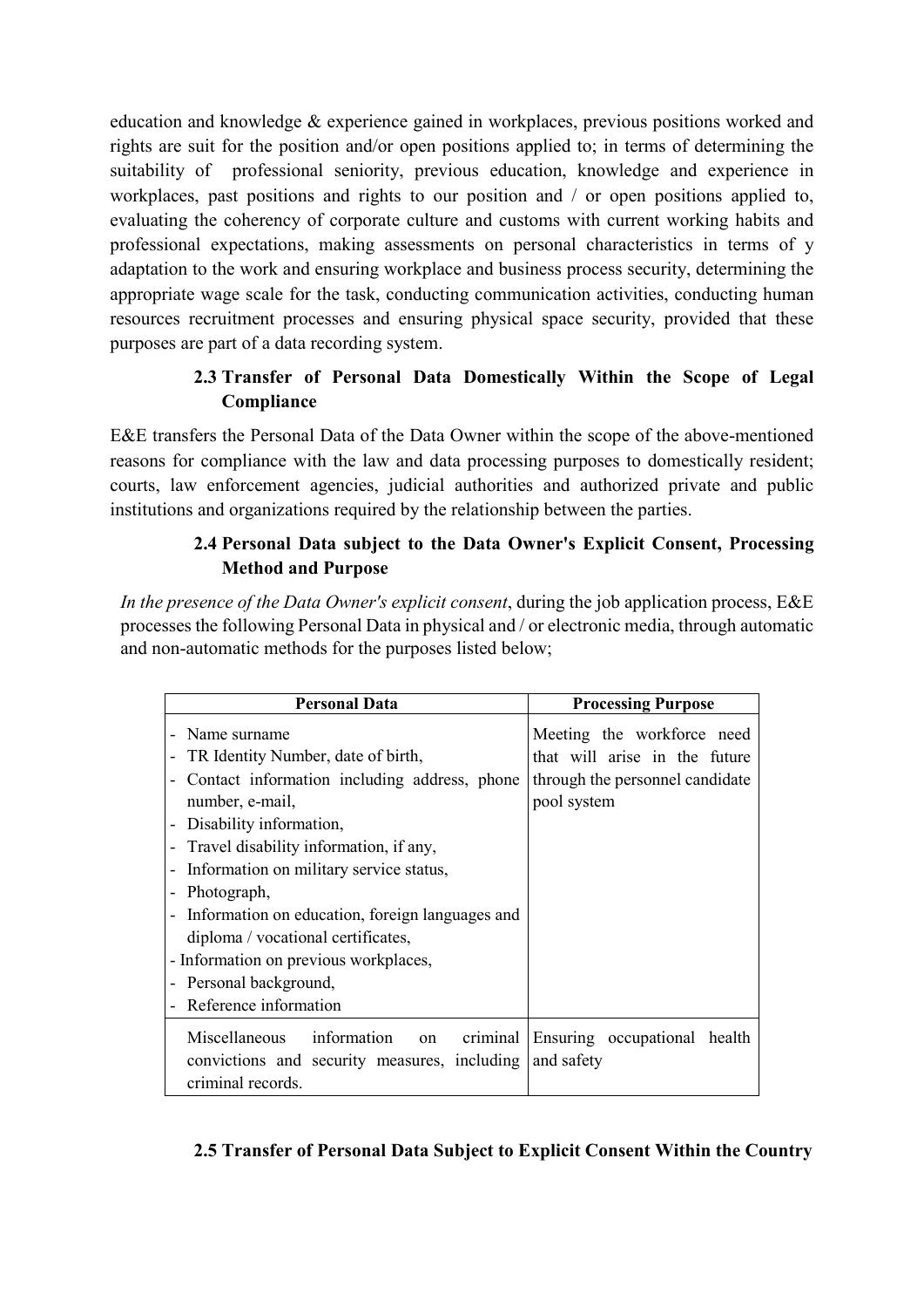education and knowledge & experience gained in workplaces, previous positions worked and rights are suit for the position and/or open positions applied to; in terms of determining the suitability of professional seniority, previous education, knowledge and experience in workplaces, past positions and rights to our position and / or open positions applied to, evaluating the coherency of corporate culture and customs with current working habits and professional expectations, making assessments on personal characteristics in terms of y adaptation to the work and ensuring workplace and business process security, determining the appropriate wage scale for the task, conducting communication activities, conducting human resources recruitment processes and ensuring physical space security, provided that these purposes are part of a data recording system.

### 2.3 Transfer of Personal Data Domestically Within the Scope of Legal Compliance

E&E transfers the Personal Data of the Data Owner within the scope of the above-mentioned reasons for compliance with the law and data processing purposes to domestically resident; courts, law enforcement agencies, judicial authorities and authorized private and public institutions and organizations required by the relationship between the parties.

### 2.4 Personal Data subject to the Data Owner's Explicit Consent, Processing Method and Purpose

*In the presence of the Data Owner's explicit consent*, during the job application process, E&E processes the following Personal Data in physical and / or electronic media, through automatic and non-automatic methods for the purposes listed below;

| Personal Data | Processing Purpose |
|---|---|
| - Name surname<br>- TR Identity Number, date of birth,<br>- Contact information including address, phone number, e-mail,<br>- Disability information,<br>- Travel disability information, if any,<br>- Information on military service status,<br>- Photograph,<br>- Information on education, foreign languages and diploma / vocational certificates,<br>- Information on previous workplaces,<br>- Personal background,<br>- Reference information | Meeting the workforce need that will arise in the future through the personnel candidate pool system |
| Miscellaneous information on criminal convictions and security measures, including criminal records. | Ensuring occupational health and safety |

### 2.5 Transfer of Personal Data Subject to Explicit Consent Within the Country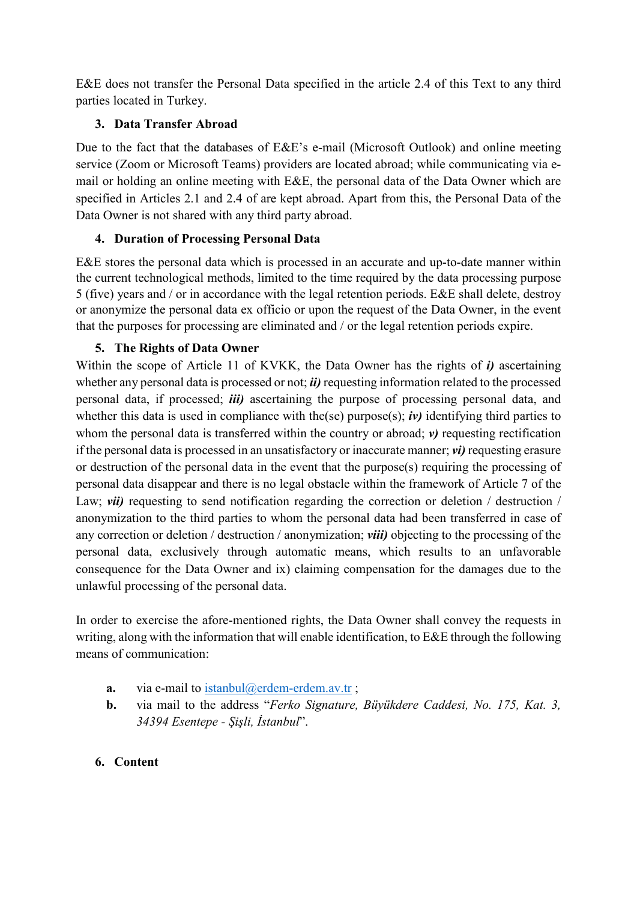E&E does not transfer the Personal Data specified in the article 2.4 of this Text to any third parties located in Turkey.

## 3. Data Transfer Abroad

Due to the fact that the databases of E&E's e-mail (Microsoft Outlook) and online meeting service (Zoom or Microsoft Teams) providers are located abroad; while communicating via e-mail or holding an online meeting with E&E, the personal data of the Data Owner which are specified in Articles 2.1 and 2.4 of are kept abroad. Apart from this, the Personal Data of the Data Owner is not shared with any third party abroad.

## 4. Duration of Processing Personal Data

E&E stores the personal data which is processed in an accurate and up-to-date manner within the current technological methods, limited to the time required by the data processing purpose 5 (five) years and / or in accordance with the legal retention periods. E&E shall delete, destroy or anonymize the personal data ex officio or upon the request of the Data Owner, in the event that the purposes for processing are eliminated and / or the legal retention periods expire.

## 5. The Rights of Data Owner

Within the scope of Article 11 of KVKK, the Data Owner has the rights of ***i)*** ascertaining whether any personal data is processed or not; ***ii)*** requesting information related to the processed personal data, if processed; ***iii)*** ascertaining the purpose of processing personal data, and whether this data is used in compliance with the(se) purpose(s); ***iv)*** identifying third parties to whom the personal data is transferred within the country or abroad; ***v)*** requesting rectification if the personal data is processed in an unsatisfactory or inaccurate manner; ***vi)*** requesting erasure or destruction of the personal data in the event that the purpose(s) requiring the processing of personal data disappear and there is no legal obstacle within the framework of Article 7 of the Law; ***vii)*** requesting to send notification regarding the correction or deletion / destruction / anonymization to the third parties to whom the personal data had been transferred in case of any correction or deletion / destruction / anonymization; ***viii)*** objecting to the processing of the personal data, exclusively through automatic means, which results to an unfavorable consequence for the Data Owner and ix) claiming compensation for the damages due to the unlawful processing of the personal data.

In order to exercise the afore-mentioned rights, the Data Owner shall convey the requests in writing, along with the information that will enable identification, to E&E through the following means of communication:

- **a.** via e-mail to istanbul@erdem-erdem.av.tr ;
- **b.** via mail to the address "*Ferko Signature, Büyükdere Caddesi, No. 175, Kat. 3, 34394 Esentepe - Şişli, İstanbul*".

## 6. Content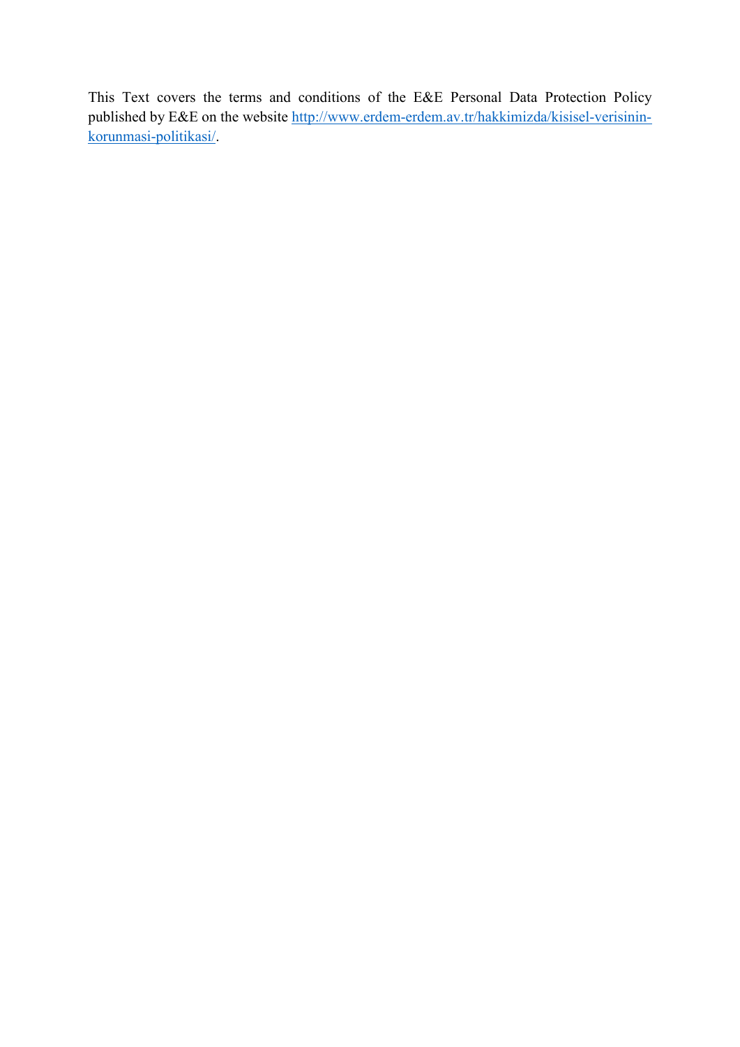This Text covers the terms and conditions of the E&E Personal Data Protection Policy published by E&E on the website [http://www.erdem-erdem.av.tr/hakkimizda/kisisel-verisinin-korunmasi-politikasi/](http://www.erdem-erdem.av.tr/hakkimizda/kisisel-verisinin-korunmasi-politikasi/).